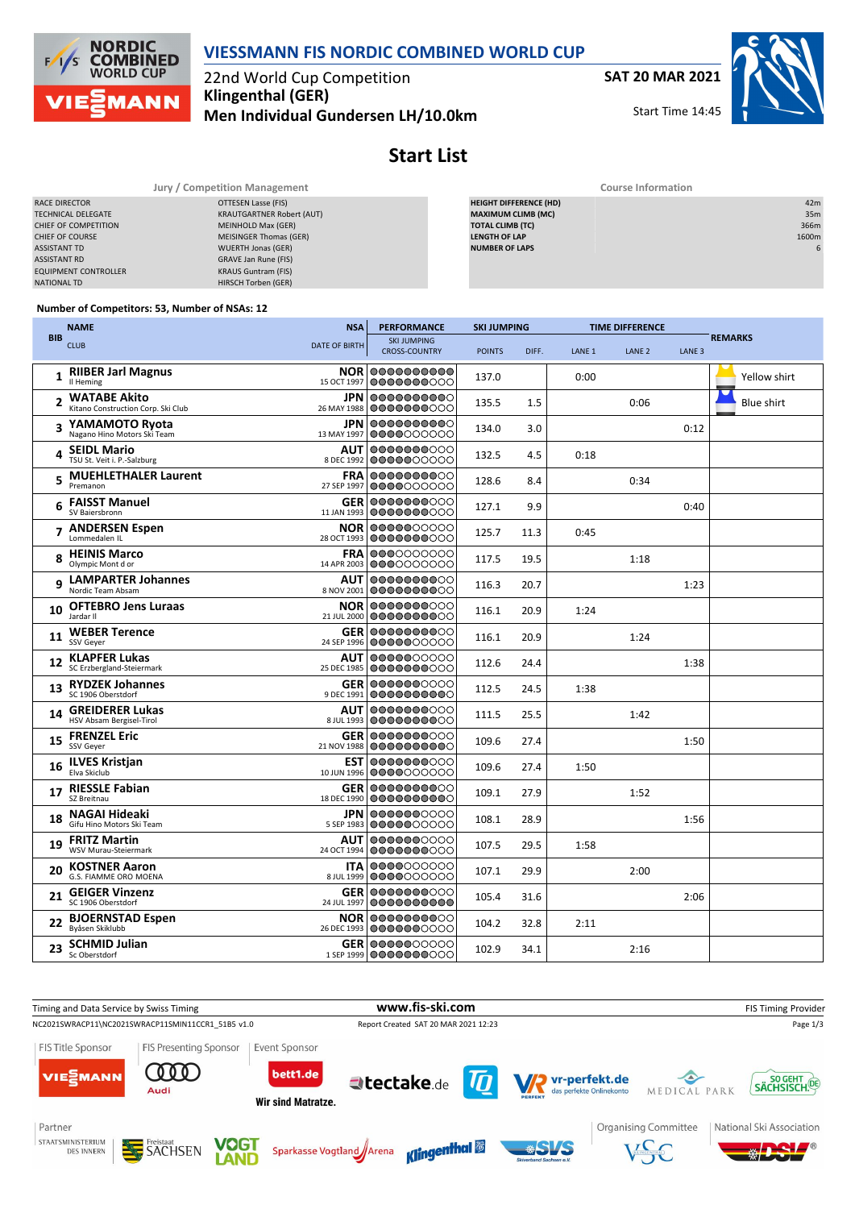# VIESSMANN FIS NORDIC COMBINED WORLD CUP

22nd World Cup Competition
**Klingenthal (GER)**
**Men Individual Gundersen LH/10.0km**

**SAT 20 MAR 2021**
Start Time 14:45

## Start List

| Jury / Competition Management | |
|---|---|
| RACE DIRECTOR | OTTESEN Lasse (FIS) |
| TECHNICAL DELEGATE | KRAUTGARTNER Robert (AUT) |
| CHIEF OF COMPETITION | MEINHOLD Max (GER) |
| CHIEF OF COURSE | MEISINGER Thomas (GER) |
| ASSISTANT TD | WUERTH Jonas (GER) |
| ASSISTANT RD | GRAVE Jan Rune (FIS) |
| EQUIPMENT CONTROLLER | KRAUS Guntram (FIS) |
| NATIONAL TD | HIRSCH Torben (GER) |

| Course Information | |
|---|---|
| HEIGHT DIFFERENCE (HD) | 42m |
| MAXIMUM CLIMB (MC) | 35m |
| TOTAL CLIMB (TC) | 366m |
| LENGTH OF LAP | 1600m |
| NUMBER OF LAPS | 6 |

Number of Competitors: 53, Number of NSAs: 12

| BIB | NAME / CLUB | NSA / DATE OF BIRTH | SKI JUMPING POINTS | DIFF. | LANE 1 | LANE 2 | LANE 3 | REMARKS |
|---|---|---|---|---|---|---|---|---|
| 1 | RIIBER Jarl Magnus<br>Il Heming | NOR<br>15 OCT 1997 | 137.0 | | 0:00 | | | Yellow shirt |
| 2 | WATABE Akito<br>Kitano Construction Corp. Ski Club | JPN<br>26 MAY 1988 | 135.5 | 1.5 | | 0:06 | | Blue shirt |
| 3 | YAMAMOTO Ryota<br>Nagano Hino Motors Ski Team | JPN<br>13 MAY 1997 | 134.0 | 3.0 | | | 0:12 | |
| 4 | SEIDL Mario<br>TSU St. Veit i. P.-Salzburg | AUT<br>8 DEC 1992 | 132.5 | 4.5 | 0:18 | | | |
| 5 | MUEHLETHALER Laurent<br>Premanon | FRA<br>27 SEP 1997 | 128.6 | 8.4 | | 0:34 | | |
| 6 | FAISST Manuel<br>SV Baiersbronn | GER<br>11 JAN 1993 | 127.1 | 9.9 | | | 0:40 | |
| 7 | ANDERSEN Espen<br>Lommedalen IL | NOR<br>28 OCT 1993 | 125.7 | 11.3 | 0:45 | | | |
| 8 | HEINIS Marco<br>Olympic Mont d or | FRA<br>14 APR 2003 | 117.5 | 19.5 | | 1:18 | | |
| 9 | LAMPARTER Johannes<br>Nordic Team Absam | AUT<br>8 NOV 2001 | 116.3 | 20.7 | | | 1:23 | |
| 10 | OFTEBRO Jens Luraas<br>Jardar Il | NOR<br>21 JUL 2000 | 116.1 | 20.9 | 1:24 | | | |
| 11 | WEBER Terence<br>SSV Geyer | GER<br>24 SEP 1996 | 116.1 | 20.9 | | 1:24 | | |
| 12 | KLAPFER Lukas<br>SC Erzbergland-Steiermark | AUT<br>25 DEC 1985 | 112.6 | 24.4 | | | 1:38 | |
| 13 | RYDZEK Johannes<br>SC 1906 Oberstdorf | GER<br>9 DEC 1991 | 112.5 | 24.5 | 1:38 | | | |
| 14 | GREIDERER Lukas<br>HSV Absam Bergisel-Tirol | AUT<br>8 JUL 1993 | 111.5 | 25.5 | | 1:42 | | |
| 15 | FRENZEL Eric<br>SSV Geyer | GER<br>21 NOV 1988 | 109.6 | 27.4 | | | 1:50 | |
| 16 | ILVES Kristjan<br>Elva Skiclub | EST<br>10 JUN 1996 | 109.6 | 27.4 | 1:50 | | | |
| 17 | RIESSLE Fabian<br>SZ Breitnau | GER<br>18 DEC 1990 | 109.1 | 27.9 | | 1:52 | | |
| 18 | NAGAI Hideaki<br>Gifu Hino Motors Ski Team | JPN<br>5 SEP 1983 | 108.1 | 28.9 | | | 1:56 | |
| 19 | FRITZ Martin<br>WSV Murau-Steiermark | AUT<br>24 OCT 1994 | 107.5 | 29.5 | 1:58 | | | |
| 20 | KOSTNER Aaron<br>G.S. FIAMME ORO MOENA | ITA<br>8 JUL 1999 | 107.1 | 29.9 | | 2:00 | | |
| 21 | GEIGER Vinzenz<br>SC 1906 Oberstdorf | GER<br>24 JUL 1997 | 105.4 | 31.6 | | | 2:06 | |
| 22 | BJOERNSTAD Espen<br>Byåsen Skiklubb | NOR<br>26 DEC 1993 | 104.2 | 32.8 | 2:11 | | | |
| 23 | SCHMID Julian<br>Sc Oberstdorf | GER<br>1 SEP 1999 | 102.9 | 34.1 | | 2:16 | | |

Timing and Data Service by Swiss Timing — www.fis-ski.com — FIS Timing Provider
NC2021SWRACP11\NC2021SWRACP11SMIN11CCR1_51B5 v1.0 — Report Created SAT 20 MAR 2021 12:23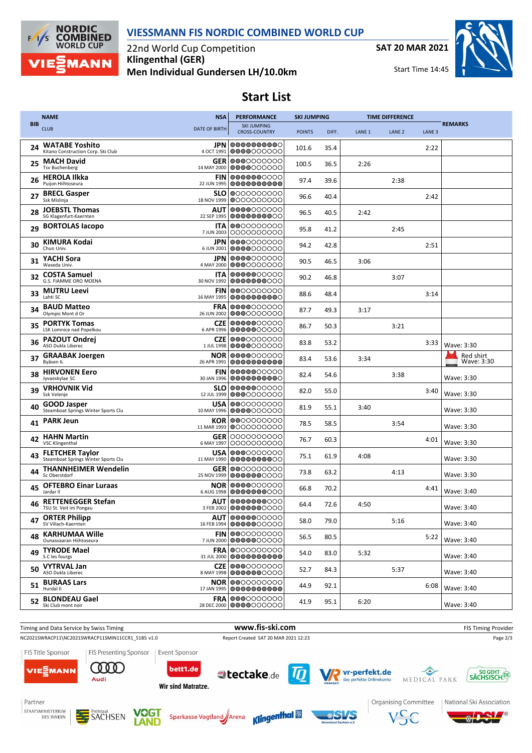# VIESSMANN FIS NORDIC COMBINED WORLD CUP

22nd World Cup Competition
**Klingenthal (GER)**
**Men Individual Gundersen LH/10.0km**

**SAT 20 MAR 2021**

Start Time 14:45

## Start List

| BIB | NAME / CLUB | NSA / DATE OF BIRTH | SKI JUMPING POINTS | SKI JUMPING DIFF. | LANE 1 | LANE 2 | LANE 3 | REMARKS |
|---|---|---|---|---|---|---|---|---|
| 24 | **WATABE Yoshito** Kitano Construction Corp. Ski Club | JPN 4 OCT 1991 | 101.6 | 35.4 | | | 2:22 | |
| 25 | **MACH David** Tsv Buchenberg | GER 14 MAY 2000 | 100.5 | 36.5 | 2:26 | | | |
| 26 | **HEROLA Ilkka** Puijon Hiihtoseura | FIN 22 JUN 1995 | 97.4 | 39.6 | | 2:38 | | |
| 27 | **BRECL Gasper** Ssk Mislinja | SLO 18 NOV 1999 | 96.6 | 40.4 | | | 2:42 | |
| 28 | **JOEBSTL Thomas** SG Klagenfurt-Kaernten | AUT 22 SEP 1995 | 96.5 | 40.5 | 2:42 | | | |
| 29 | **BORTOLAS Iacopo** | ITA 7 JUN 2003 | 95.8 | 41.2 | | 2:45 | | |
| 30 | **KIMURA Kodai** Chuo Univ. | JPN 6 JUN 2001 | 94.2 | 42.8 | | | 2:51 | |
| 31 | **YACHI Sora** Waseda Univ. | JPN 4 MAY 2000 | 90.5 | 46.5 | 3:06 | | | |
| 32 | **COSTA Samuel** G.S. FIAMME ORO MOENA | ITA 30 NOV 1992 | 90.2 | 46.8 | | 3:07 | | |
| 33 | **MUTRU Leevi** Lahti SC | FIN 16 MAY 1995 | 88.6 | 48.4 | | | 3:14 | |
| 34 | **BAUD Matteo** Olympic Mont d Or | FRA 26 JUN 2002 | 87.7 | 49.3 | 3:17 | | | |
| 35 | **PORTYK Tomas** LSK Lomnice nad Popelkou | CZE 6 APR 1996 | 86.7 | 50.3 | | 3:21 | | |
| 36 | **PAZOUT Ondrej** ASO Dukla Liberec | CZE 1 JUL 1998 | 83.8 | 53.2 | | | 3:33 | Wave: 3:30 |
| 37 | **GRAABAK Joergen** Byåsen IL | NOR 26 APR 1991 | 83.4 | 53.6 | 3:34 | | | Red shirt Wave: 3:30 |
| 38 | **HIRVONEN Eero** Jyvaeskylae SC | FIN 30 JAN 1996 | 82.4 | 54.6 | | 3:38 | | Wave: 3:30 |
| 39 | **VRHOVNIK Vid** Ssk Velenje | SLO 12 JUL 1999 | 82.0 | 55.0 | | | 3:40 | Wave: 3:30 |
| 40 | **GOOD Jasper** Steamboat Springs Winter Sports Clu | USA 10 MAY 1996 | 81.9 | 55.1 | 3:40 | | | Wave: 3:30 |
| 41 | **PARK Jeun** | KOR 11 MAR 1993 | 78.5 | 58.5 | | 3:54 | | Wave: 3:30 |
| 42 | **HAHN Martin** VSC Klingenthal | GER 6 MAY 1997 | 76.7 | 60.3 | | | 4:01 | Wave: 3:30 |
| 43 | **FLETCHER Taylor** Steamboat Springs Winter Sports Clu | USA 11 MAY 1990 | 75.1 | 61.9 | 4:08 | | | Wave: 3:30 |
| 44 | **THANNHEIMER Wendelin** Sc Oberstdorf | GER 25 NOV 1999 | 73.8 | 63.2 | | 4:13 | | Wave: 3:30 |
| 45 | **OFTEBRO Einar Luraas** Jardar Il | NOR 6 AUG 1998 | 66.8 | 70.2 | | | 4:41 | Wave: 3:40 |
| 46 | **RETTENEGGER Stefan** TSU St. Veit im Pongau | AUT 3 FEB 2002 | 64.4 | 72.6 | 4:50 | | | Wave: 3:40 |
| 47 | **ORTER Philipp** SV Villach-Kaernten | AUT 16 FEB 1994 | 58.0 | 79.0 | | 5:16 | | Wave: 3:40 |
| 48 | **KARHUMAA Wille** Ounasvaaran Hiihtoseura | FIN 7 JUN 2000 | 56.5 | 80.5 | | | 5:22 | Wave: 3:40 |
| 49 | **TYRODE Mael** S.C les fourgs | FRA 31 JUL 2000 | 54.0 | 83.0 | 5:32 | | | Wave: 3:40 |
| 50 | **VYTRVAL Jan** ASO Dukla Liberec | CZE 8 MAY 1998 | 52.7 | 84.3 | | 5:37 | | Wave: 3:40 |
| 51 | **BURAAS Lars** Hurdal Il | NOR 17 JAN 1995 | 44.9 | 92.1 | | | 6:08 | Wave: 3:40 |
| 52 | **BLONDEAU Gael** Ski Club mont noir | FRA 28 DEC 2000 | 41.9 | 95.1 | 6:20 | | | Wave: 3:40 |

Timing and Data Service by Swiss Timing — www.fis-ski.com — FIS Timing Provider

NC2021SWRACP11\NC2021SWRACP11SMIN11CCR1_51B5 v1.0 — Report Created SAT 20 MAR 2021 12:23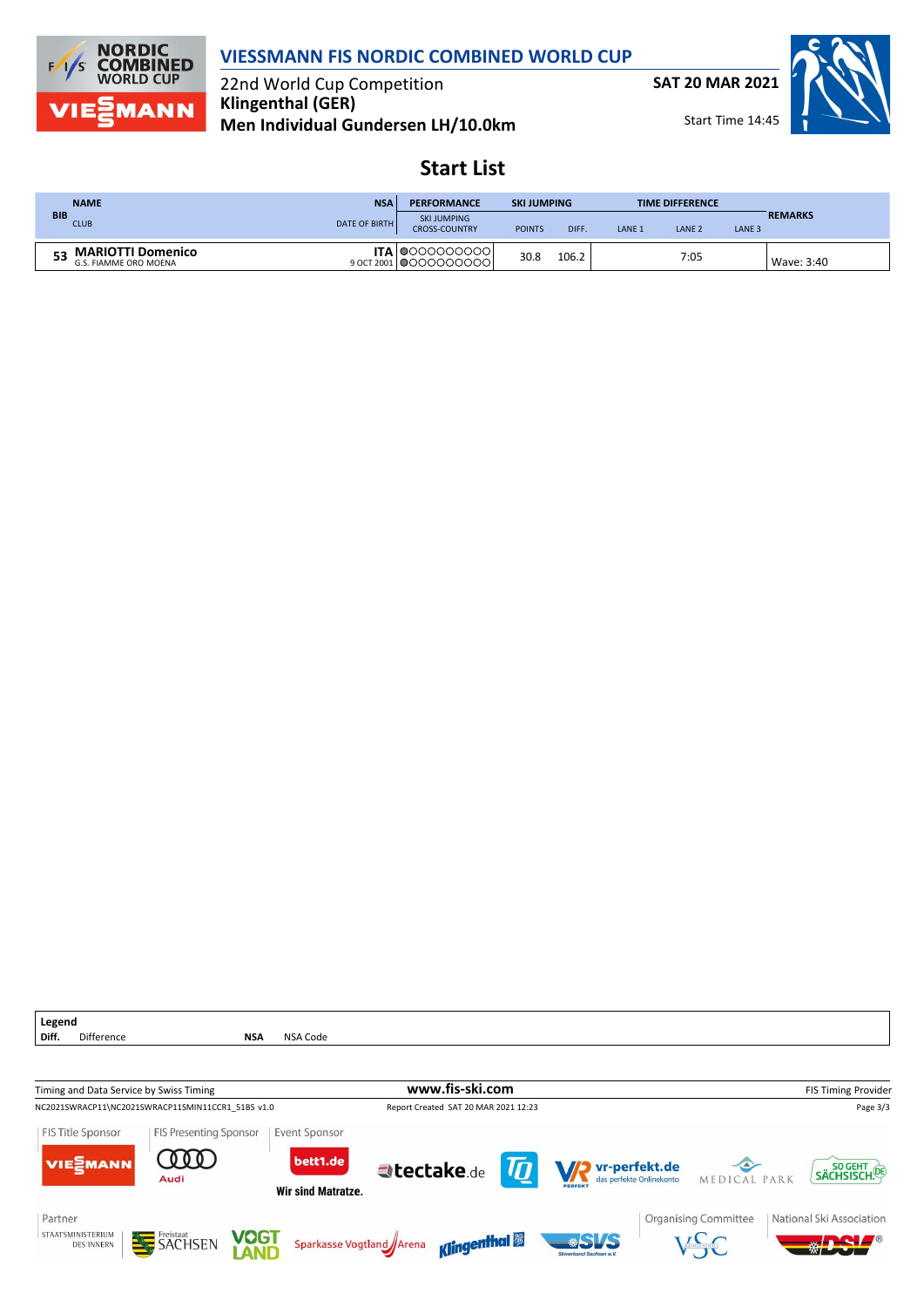# VIESSMANN FIS NORDIC COMBINED WORLD CUP

22nd World Cup Competition
**Klingenthal (GER)**
**Men Individual Gundersen LH/10.0km**

**SAT 20 MAR 2021**
Start Time 14:45

## Start List

| BIB | NAME / CLUB | NSA / DATE OF BIRTH | PERFORMANCE SKI JUMPING / CROSS-COUNTRY | SKI JUMPING POINTS | SKI JUMPING DIFF. | TIME DIFFERENCE LANE 1 | TIME DIFFERENCE LANE 2 | TIME DIFFERENCE LANE 3 | REMARKS |
|---|---|---|---|---|---|---|---|---|---|
| 53 | **MARIOTTI Domenico** G.S. FIAMME ORO MOENA | **ITA** 9 OCT 2001 | ●○○○○○○○○○ ●○○○○○○○○○ | 30.8 | 106.2 | | 7:05 | | Wave: 3:40 |

**Legend**
**Diff.** Difference **NSA** NSA Code

Timing and Data Service by Swiss Timing
www.fis-ski.com
FIS Timing Provider
NC2021SWRACP11\NC2021SWRACP11SMIN11CCR1_51B5 v1.0
Report Created SAT 20 MAR 2021 12:23